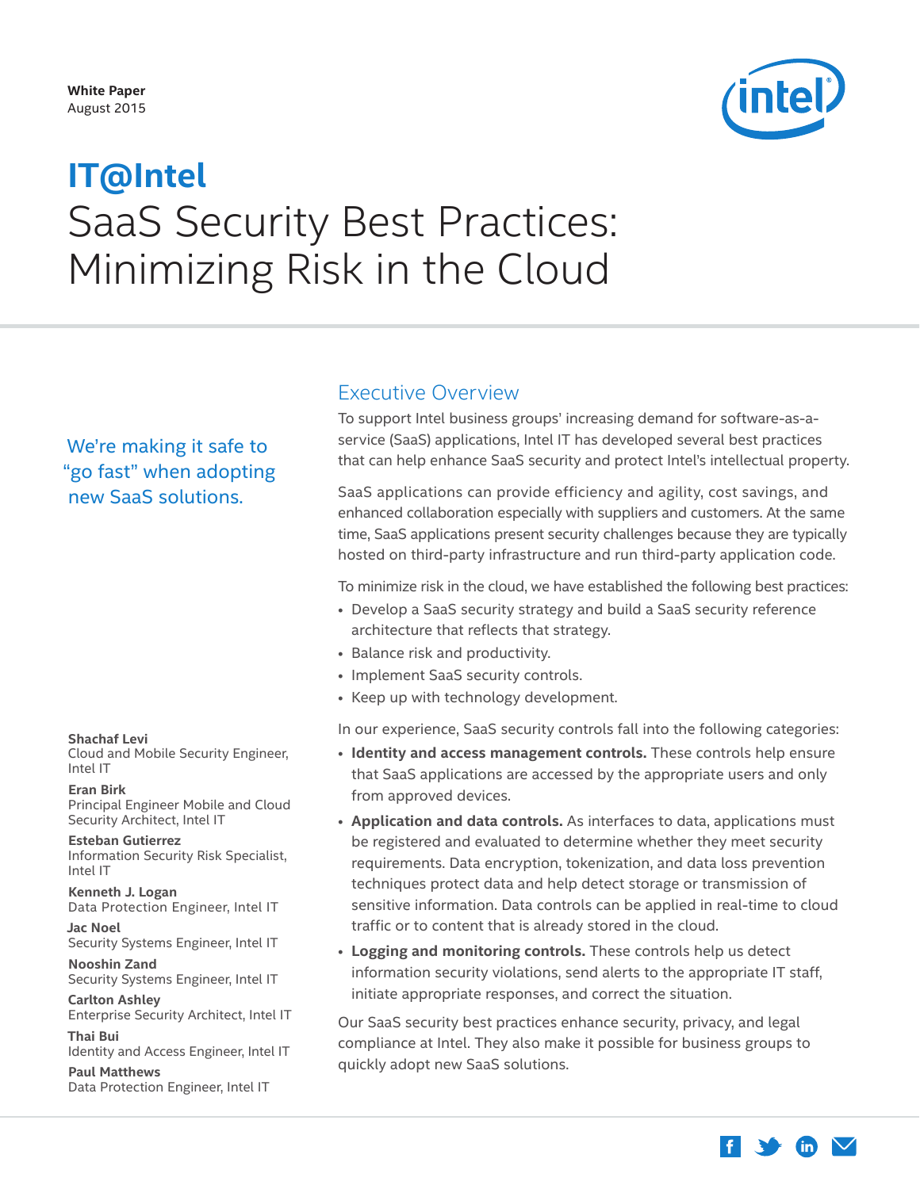White Paper
August 2015

# IT@Intel
# SaaS Security Best Practices: Minimizing Risk in the Cloud

We're making it safe to "go fast" when adopting new SaaS solutions.

## Executive Overview

To support Intel business groups' increasing demand for software-as-a-service (SaaS) applications, Intel IT has developed several best practices that can help enhance SaaS security and protect Intel's intellectual property.

SaaS applications can provide efficiency and agility, cost savings, and enhanced collaboration especially with suppliers and customers. At the same time, SaaS applications present security challenges because they are typically hosted on third-party infrastructure and run third-party application code.

To minimize risk in the cloud, we have established the following best practices:

- Develop a SaaS security strategy and build a SaaS security reference architecture that reflects that strategy.
- Balance risk and productivity.
- Implement SaaS security controls.
- Keep up with technology development.

In our experience, SaaS security controls fall into the following categories:

- **Identity and access management controls.** These controls help ensure that SaaS applications are accessed by the appropriate users and only from approved devices.
- **Application and data controls.** As interfaces to data, applications must be registered and evaluated to determine whether they meet security requirements. Data encryption, tokenization, and data loss prevention techniques protect data and help detect storage or transmission of sensitive information. Data controls can be applied in real-time to cloud traffic or to content that is already stored in the cloud.
- **Logging and monitoring controls.** These controls help us detect information security violations, send alerts to the appropriate IT staff, initiate appropriate responses, and correct the situation.

Our SaaS security best practices enhance security, privacy, and legal compliance at Intel. They also make it possible for business groups to quickly adopt new SaaS solutions.

**Shachaf Levi**
Cloud and Mobile Security Engineer, Intel IT

**Eran Birk**
Principal Engineer Mobile and Cloud Security Architect, Intel IT

**Esteban Gutierrez**
Information Security Risk Specialist, Intel IT

**Kenneth J. Logan**
Data Protection Engineer, Intel IT

**Jac Noel**
Security Systems Engineer, Intel IT

**Nooshin Zand**
Security Systems Engineer, Intel IT

**Carlton Ashley**
Enterprise Security Architect, Intel IT

**Thai Bui**
Identity and Access Engineer, Intel IT

**Paul Matthews**
Data Protection Engineer, Intel IT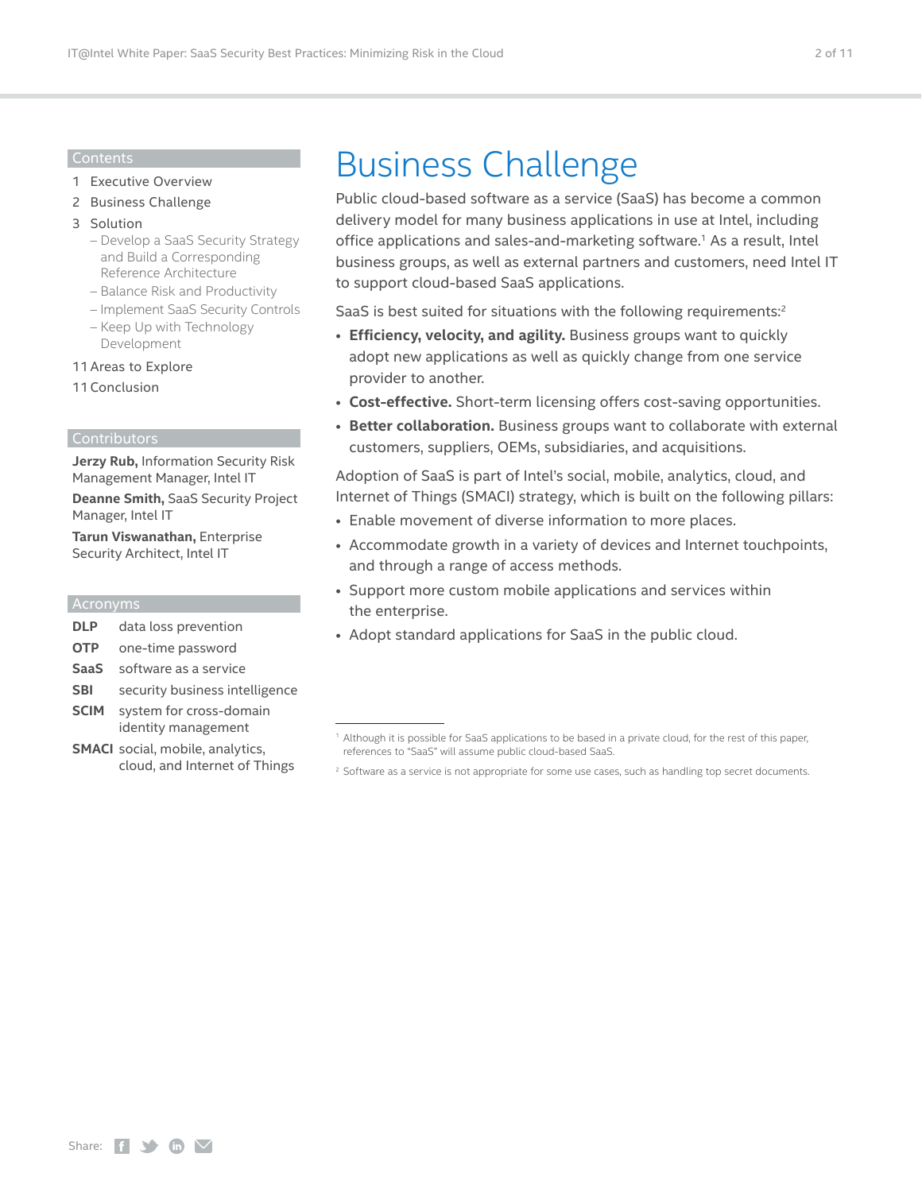## Contents

1 Executive Overview
2 Business Challenge
3 Solution
  – Develop a SaaS Security Strategy and Build a Corresponding Reference Architecture
  – Balance Risk and Productivity
  – Implement SaaS Security Controls
  – Keep Up with Technology Development
11 Areas to Explore
11 Conclusion

## Contributors

**Jerzy Rub,** Information Security Risk Management Manager, Intel IT

**Deanne Smith,** SaaS Security Project Manager, Intel IT

**Tarun Viswanathan,** Enterprise Security Architect, Intel IT

## Acronyms

| | |
|---|---|
| **DLP** | data loss prevention |
| **OTP** | one-time password |
| **SaaS** | software as a service |
| **SBI** | security business intelligence |
| **SCIM** | system for cross-domain identity management |
| **SMACI** | social, mobile, analytics, cloud, and Internet of Things |

# Business Challenge

Public cloud-based software as a service (SaaS) has become a common delivery model for many business applications in use at Intel, including office applications and sales-and-marketing software.[1] As a result, Intel business groups, as well as external partners and customers, need Intel IT to support cloud-based SaaS applications.

SaaS is best suited for situations with the following requirements:[2]

- **Efficiency, velocity, and agility.** Business groups want to quickly adopt new applications as well as quickly change from one service provider to another.
- **Cost-effective.** Short-term licensing offers cost-saving opportunities.
- **Better collaboration.** Business groups want to collaborate with external customers, suppliers, OEMs, subsidiaries, and acquisitions.

Adoption of SaaS is part of Intel's social, mobile, analytics, cloud, and Internet of Things (SMACI) strategy, which is built on the following pillars:

- Enable movement of diverse information to more places.
- Accommodate growth in a variety of devices and Internet touchpoints, and through a range of access methods.
- Support more custom mobile applications and services within the enterprise.
- Adopt standard applications for SaaS in the public cloud.

---

[1] Although it is possible for SaaS applications to be based in a private cloud, for the rest of this paper, references to "SaaS" will assume public cloud-based SaaS.

[2] Software as a service is not appropriate for some use cases, such as handling top secret documents.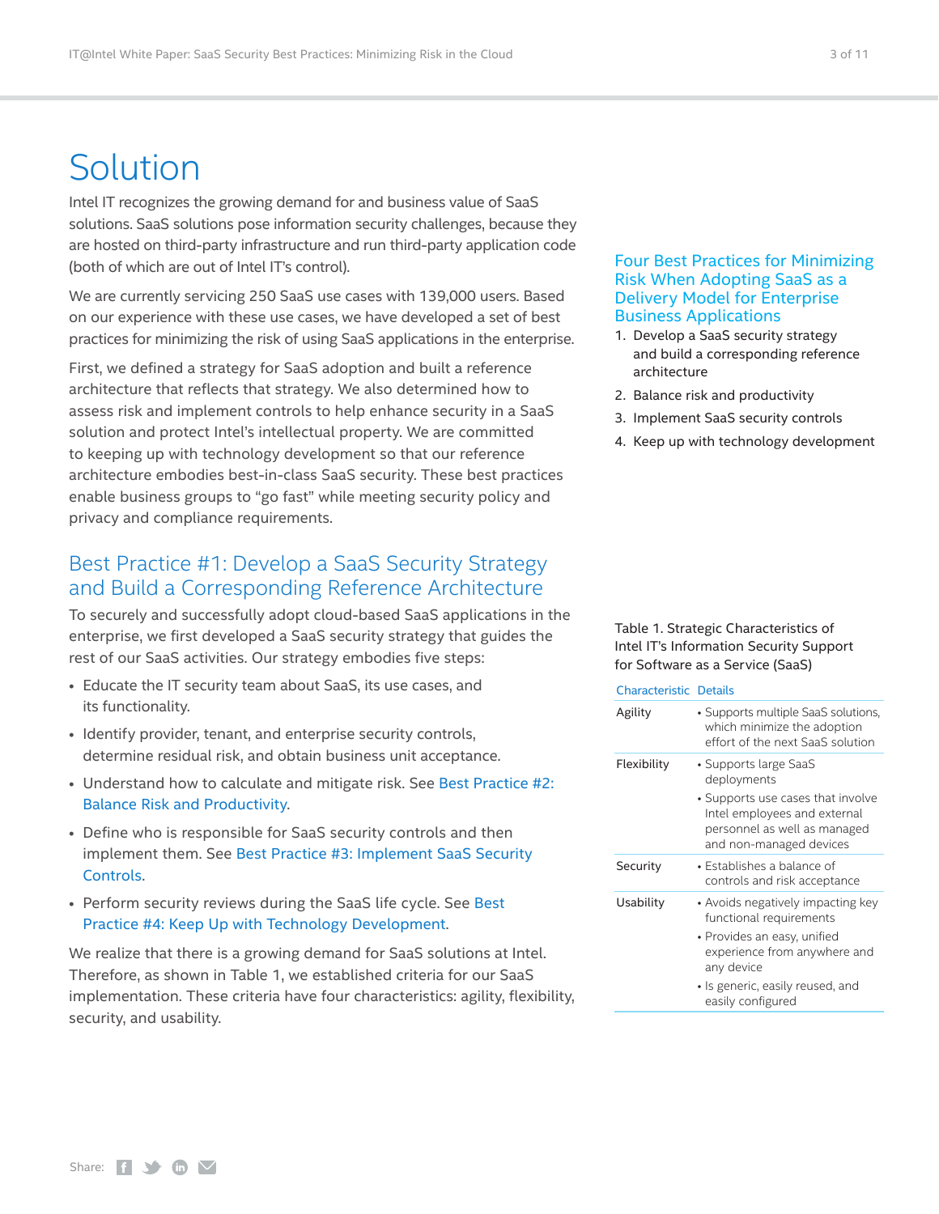# Solution

Intel IT recognizes the growing demand for and business value of SaaS solutions. SaaS solutions pose information security challenges, because they are hosted on third-party infrastructure and run third-party application code (both of which are out of Intel IT's control).

We are currently servicing 250 SaaS use cases with 139,000 users. Based on our experience with these use cases, we have developed a set of best practices for minimizing the risk of using SaaS applications in the enterprise.

First, we defined a strategy for SaaS adoption and built a reference architecture that reflects that strategy. We also determined how to assess risk and implement controls to help enhance security in a SaaS solution and protect Intel's intellectual property. We are committed to keeping up with technology development so that our reference architecture embodies best-in-class SaaS security. These best practices enable business groups to "go fast" while meeting security policy and privacy and compliance requirements.

### Four Best Practices for Minimizing Risk When Adopting SaaS as a Delivery Model for Enterprise Business Applications

1. Develop a SaaS security strategy and build a corresponding reference architecture
2. Balance risk and productivity
3. Implement SaaS security controls
4. Keep up with technology development

## Best Practice #1: Develop a SaaS Security Strategy and Build a Corresponding Reference Architecture

To securely and successfully adopt cloud-based SaaS applications in the enterprise, we first developed a SaaS security strategy that guides the rest of our SaaS activities. Our strategy embodies five steps:

- Educate the IT security team about SaaS, its use cases, and its functionality.
- Identify provider, tenant, and enterprise security controls, determine residual risk, and obtain business unit acceptance.
- Understand how to calculate and mitigate risk. See Best Practice #2: Balance Risk and Productivity.
- Define who is responsible for SaaS security controls and then implement them. See Best Practice #3: Implement SaaS Security Controls.
- Perform security reviews during the SaaS life cycle. See Best Practice #4: Keep Up with Technology Development.

We realize that there is a growing demand for SaaS solutions at Intel. Therefore, as shown in Table 1, we established criteria for our SaaS implementation. These criteria have four characteristics: agility, flexibility, security, and usability.

Table 1. Strategic Characteristics of Intel IT's Information Security Support for Software as a Service (SaaS)

| Characteristic | Details |
| --- | --- |
| Agility | • Supports multiple SaaS solutions, which minimize the adoption effort of the next SaaS solution |
| Flexibility | • Supports large SaaS deployments<br>• Supports use cases that involve Intel employees and external personnel as well as managed and non-managed devices |
| Security | • Establishes a balance of controls and risk acceptance |
| Usability | • Avoids negatively impacting key functional requirements<br>• Provides an easy, unified experience from anywhere and any device<br>• Is generic, easily reused, and easily configured |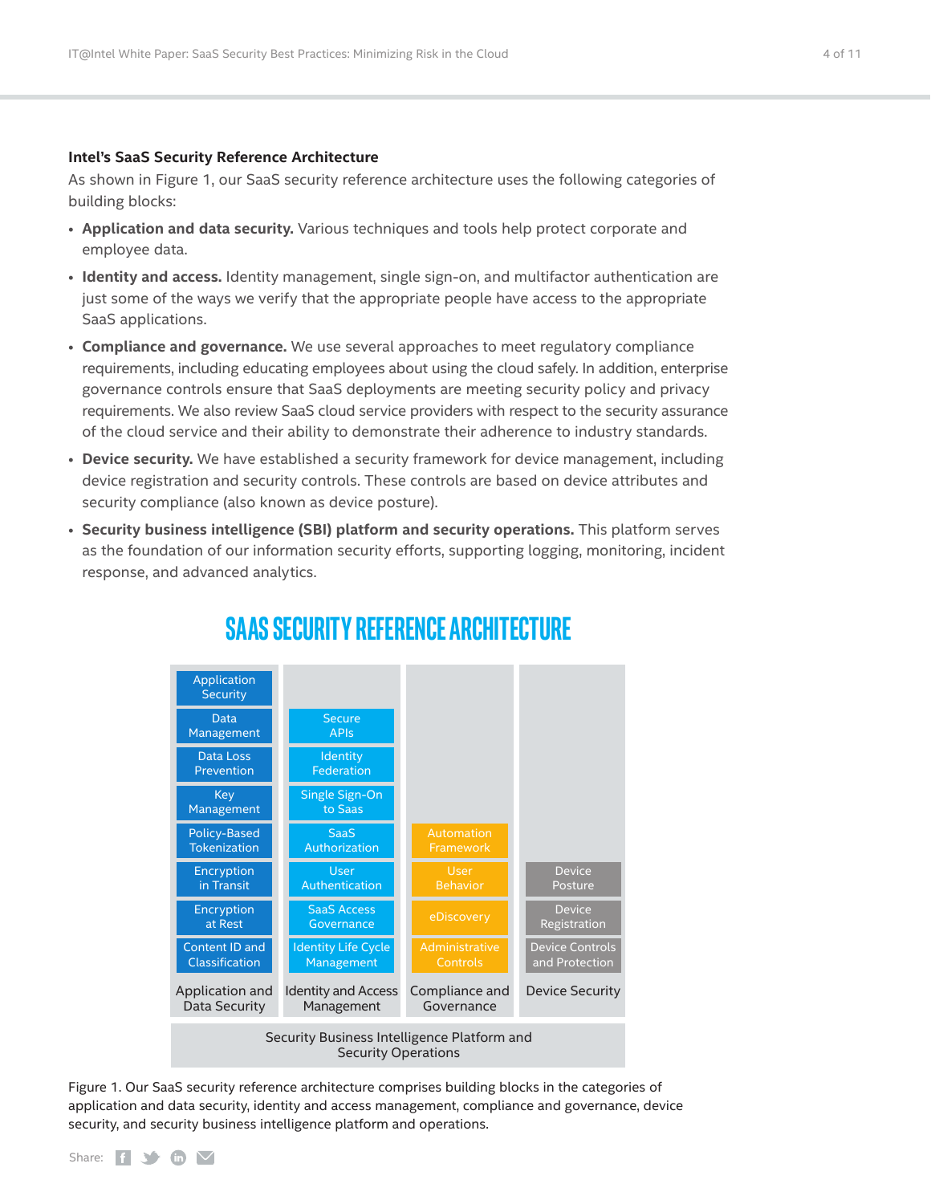### Intel's SaaS Security Reference Architecture

As shown in Figure 1, our SaaS security reference architecture uses the following categories of building blocks:

- **Application and data security.** Various techniques and tools help protect corporate and employee data.
- **Identity and access.** Identity management, single sign-on, and multifactor authentication are just some of the ways we verify that the appropriate people have access to the appropriate SaaS applications.
- **Compliance and governance.** We use several approaches to meet regulatory compliance requirements, including educating employees about using the cloud safely. In addition, enterprise governance controls ensure that SaaS deployments are meeting security policy and privacy requirements. We also review SaaS cloud service providers with respect to the security assurance of the cloud service and their ability to demonstrate their adherence to industry standards.
- **Device security.** We have established a security framework for device management, including device registration and security controls. These controls are based on device attributes and security compliance (also known as device posture).
- **Security business intelligence (SBI) platform and security operations.** This platform serves as the foundation of our information security efforts, supporting logging, monitoring, incident response, and advanced analytics.

**SAAS SECURITY REFERENCE ARCHITECTURE**

| Application and Data Security | Identity and Access Management | Compliance and Governance | Device Security |
|---|---|---|---|
| Application Security | | | |
| Data Management | Secure APIs | | |
| Data Loss Prevention | Identity Federation | | |
| Key Management | Single Sign-On to Saas | | |
| Policy-Based Tokenization | SaaS Authorization | Automation Framework | |
| Encryption in Transit | User Authentication | User Behavior | Device Posture |
| Encryption at Rest | SaaS Access Governance | eDiscovery | Device Registration |
| Content ID and Classification | Identity Life Cycle Management | Administrative Controls | Device Controls and Protection |

Security Business Intelligence Platform and Security Operations

Figure 1. Our SaaS security reference architecture comprises building blocks in the categories of application and data security, identity and access management, compliance and governance, device security, and security business intelligence platform and operations.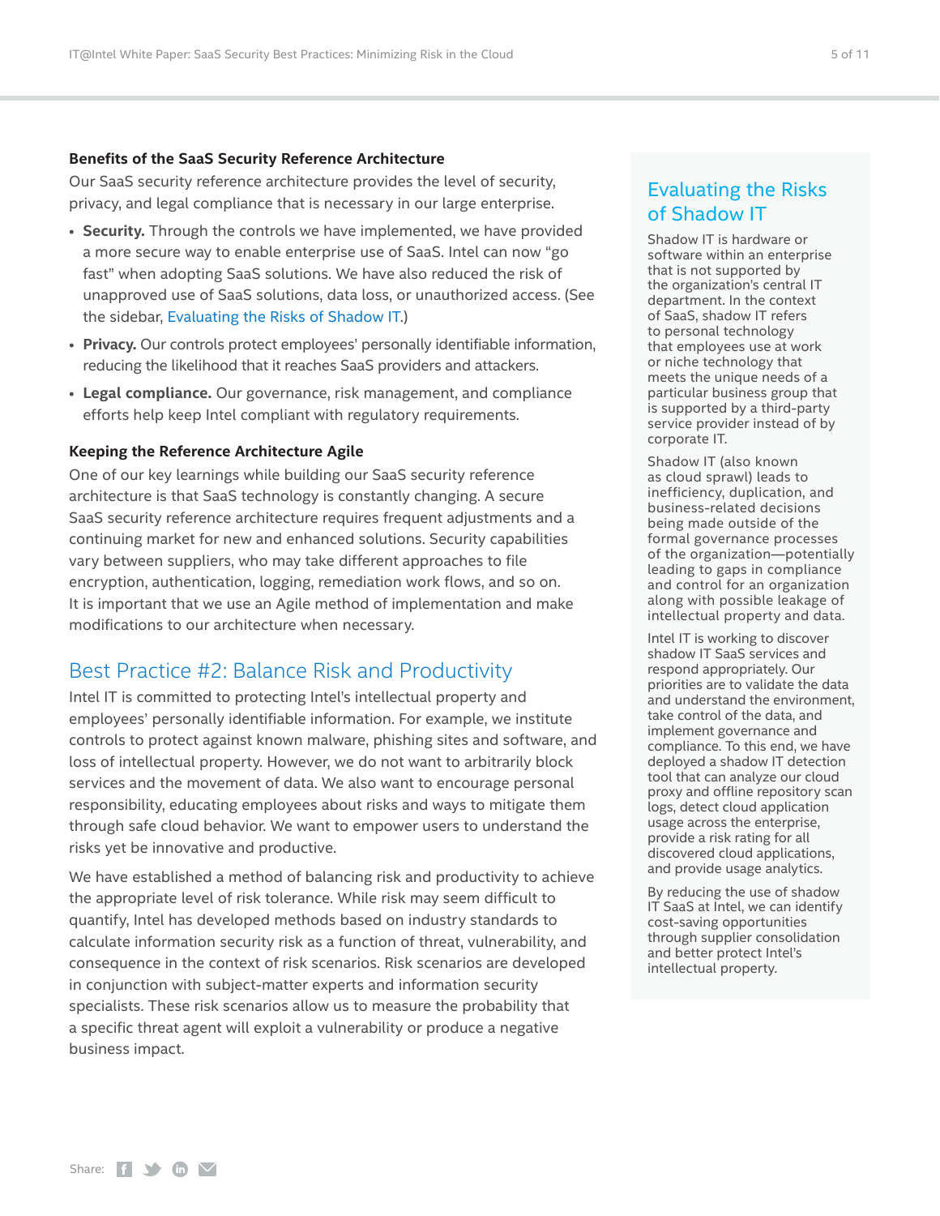### Benefits of the SaaS Security Reference Architecture

Our SaaS security reference architecture provides the level of security, privacy, and legal compliance that is necessary in our large enterprise.

- **Security.** Through the controls we have implemented, we have provided a more secure way to enable enterprise use of SaaS. Intel can now "go fast" when adopting SaaS solutions. We have also reduced the risk of unapproved use of SaaS solutions, data loss, or unauthorized access. (See the sidebar, Evaluating the Risks of Shadow IT.)
- **Privacy.** Our controls protect employees' personally identifiable information, reducing the likelihood that it reaches SaaS providers and attackers.
- **Legal compliance.** Our governance, risk management, and compliance efforts help keep Intel compliant with regulatory requirements.

### Keeping the Reference Architecture Agile

One of our key learnings while building our SaaS security reference architecture is that SaaS technology is constantly changing. A secure SaaS security reference architecture requires frequent adjustments and a continuing market for new and enhanced solutions. Security capabilities vary between suppliers, who may take different approaches to file encryption, authentication, logging, remediation work flows, and so on. It is important that we use an Agile method of implementation and make modifications to our architecture when necessary.

## Best Practice #2: Balance Risk and Productivity

Intel IT is committed to protecting Intel's intellectual property and employees' personally identifiable information. For example, we institute controls to protect against known malware, phishing sites and software, and loss of intellectual property. However, we do not want to arbitrarily block services and the movement of data. We also want to encourage personal responsibility, educating employees about risks and ways to mitigate them through safe cloud behavior. We want to empower users to understand the risks yet be innovative and productive.

We have established a method of balancing risk and productivity to achieve the appropriate level of risk tolerance. While risk may seem difficult to quantify, Intel has developed methods based on industry standards to calculate information security risk as a function of threat, vulnerability, and consequence in the context of risk scenarios. Risk scenarios are developed in conjunction with subject-matter experts and information security specialists. These risk scenarios allow us to measure the probability that a specific threat agent will exploit a vulnerability or produce a negative business impact.

## Evaluating the Risks of Shadow IT

Shadow IT is hardware or software within an enterprise that is not supported by the organization's central IT department. In the context of SaaS, shadow IT refers to personal technology that employees use at work or niche technology that meets the unique needs of a particular business group that is supported by a third-party service provider instead of by corporate IT.

Shadow IT (also known as cloud sprawl) leads to inefficiency, duplication, and business-related decisions being made outside of the formal governance processes of the organization—potentially leading to gaps in compliance and control for an organization along with possible leakage of intellectual property and data.

Intel IT is working to discover shadow IT SaaS services and respond appropriately. Our priorities are to validate the data and understand the environment, take control of the data, and implement governance and compliance. To this end, we have deployed a shadow IT detection tool that can analyze our cloud proxy and offline repository scan logs, detect cloud application usage across the enterprise, provide a risk rating for all discovered cloud applications, and provide usage analytics.

By reducing the use of shadow IT SaaS at Intel, we can identify cost-saving opportunities through supplier consolidation and better protect Intel's intellectual property.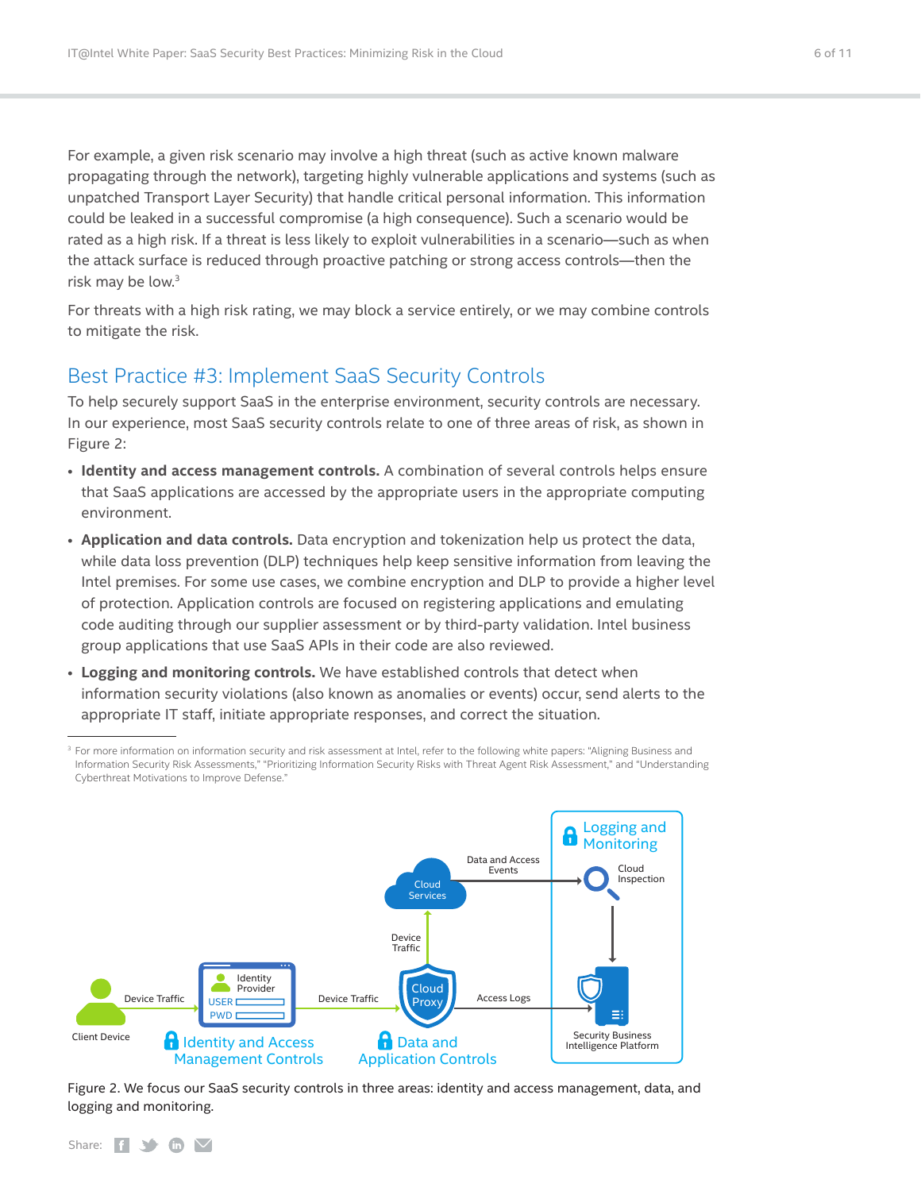For example, a given risk scenario may involve a high threat (such as active known malware propagating through the network), targeting highly vulnerable applications and systems (such as unpatched Transport Layer Security) that handle critical personal information. This information could be leaked in a successful compromise (a high consequence). Such a scenario would be rated as a high risk. If a threat is less likely to exploit vulnerabilities in a scenario—such as when the attack surface is reduced through proactive patching or strong access controls—then the risk may be low.[3]

For threats with a high risk rating, we may block a service entirely, or we may combine controls to mitigate the risk.

## Best Practice #3: Implement SaaS Security Controls

To help securely support SaaS in the enterprise environment, security controls are necessary. In our experience, most SaaS security controls relate to one of three areas of risk, as shown in Figure 2:

- **Identity and access management controls.** A combination of several controls helps ensure that SaaS applications are accessed by the appropriate users in the appropriate computing environment.
- **Application and data controls.** Data encryption and tokenization help us protect the data, while data loss prevention (DLP) techniques help keep sensitive information from leaving the Intel premises. For some use cases, we combine encryption and DLP to provide a higher level of protection. Application controls are focused on registering applications and emulating code auditing through our supplier assessment or by third-party validation. Intel business group applications that use SaaS APIs in their code are also reviewed.
- **Logging and monitoring controls.** We have established controls that detect when information security violations (also known as anomalies or events) occur, send alerts to the appropriate IT staff, initiate appropriate responses, and correct the situation.

[3] For more information on information security and risk assessment at Intel, refer to the following white papers: "Aligning Business and Information Security Risk Assessments," "Prioritizing Information Security Risks with Threat Agent Risk Assessment," and "Understanding Cyberthreat Motivations to Improve Defense."

Figure 2. We focus our SaaS security controls in three areas: identity and access management, data, and logging and monitoring.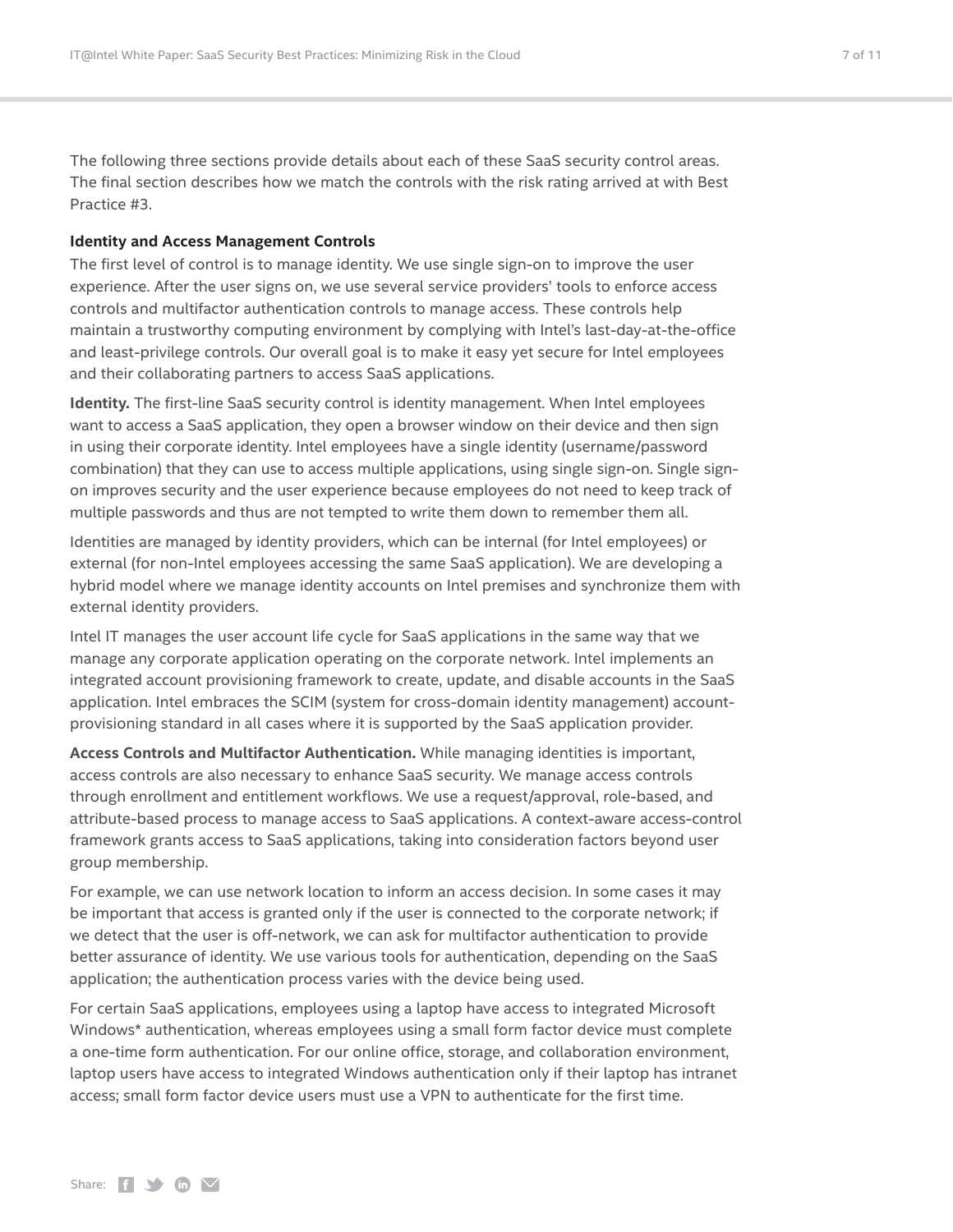The following three sections provide details about each of these SaaS security control areas. The final section describes how we match the controls with the risk rating arrived at with Best Practice #3.

### Identity and Access Management Controls

The first level of control is to manage identity. We use single sign-on to improve the user experience. After the user signs on, we use several service providers' tools to enforce access controls and multifactor authentication controls to manage access. These controls help maintain a trustworthy computing environment by complying with Intel's last-day-at-the-office and least-privilege controls. Our overall goal is to make it easy yet secure for Intel employees and their collaborating partners to access SaaS applications.

**Identity.** The first-line SaaS security control is identity management. When Intel employees want to access a SaaS application, they open a browser window on their device and then sign in using their corporate identity. Intel employees have a single identity (username/password combination) that they can use to access multiple applications, using single sign-on. Single sign-on improves security and the user experience because employees do not need to keep track of multiple passwords and thus are not tempted to write them down to remember them all.

Identities are managed by identity providers, which can be internal (for Intel employees) or external (for non-Intel employees accessing the same SaaS application). We are developing a hybrid model where we manage identity accounts on Intel premises and synchronize them with external identity providers.

Intel IT manages the user account life cycle for SaaS applications in the same way that we manage any corporate application operating on the corporate network. Intel implements an integrated account provisioning framework to create, update, and disable accounts in the SaaS application. Intel embraces the SCIM (system for cross-domain identity management) account-provisioning standard in all cases where it is supported by the SaaS application provider.

**Access Controls and Multifactor Authentication.** While managing identities is important, access controls are also necessary to enhance SaaS security. We manage access controls through enrollment and entitlement workflows. We use a request/approval, role-based, and attribute-based process to manage access to SaaS applications. A context-aware access-control framework grants access to SaaS applications, taking into consideration factors beyond user group membership.

For example, we can use network location to inform an access decision. In some cases it may be important that access is granted only if the user is connected to the corporate network; if we detect that the user is off-network, we can ask for multifactor authentication to provide better assurance of identity. We use various tools for authentication, depending on the SaaS application; the authentication process varies with the device being used.

For certain SaaS applications, employees using a laptop have access to integrated Microsoft Windows* authentication, whereas employees using a small form factor device must complete a one-time form authentication. For our online office, storage, and collaboration environment, laptop users have access to integrated Windows authentication only if their laptop has intranet access; small form factor device users must use a VPN to authenticate for the first time.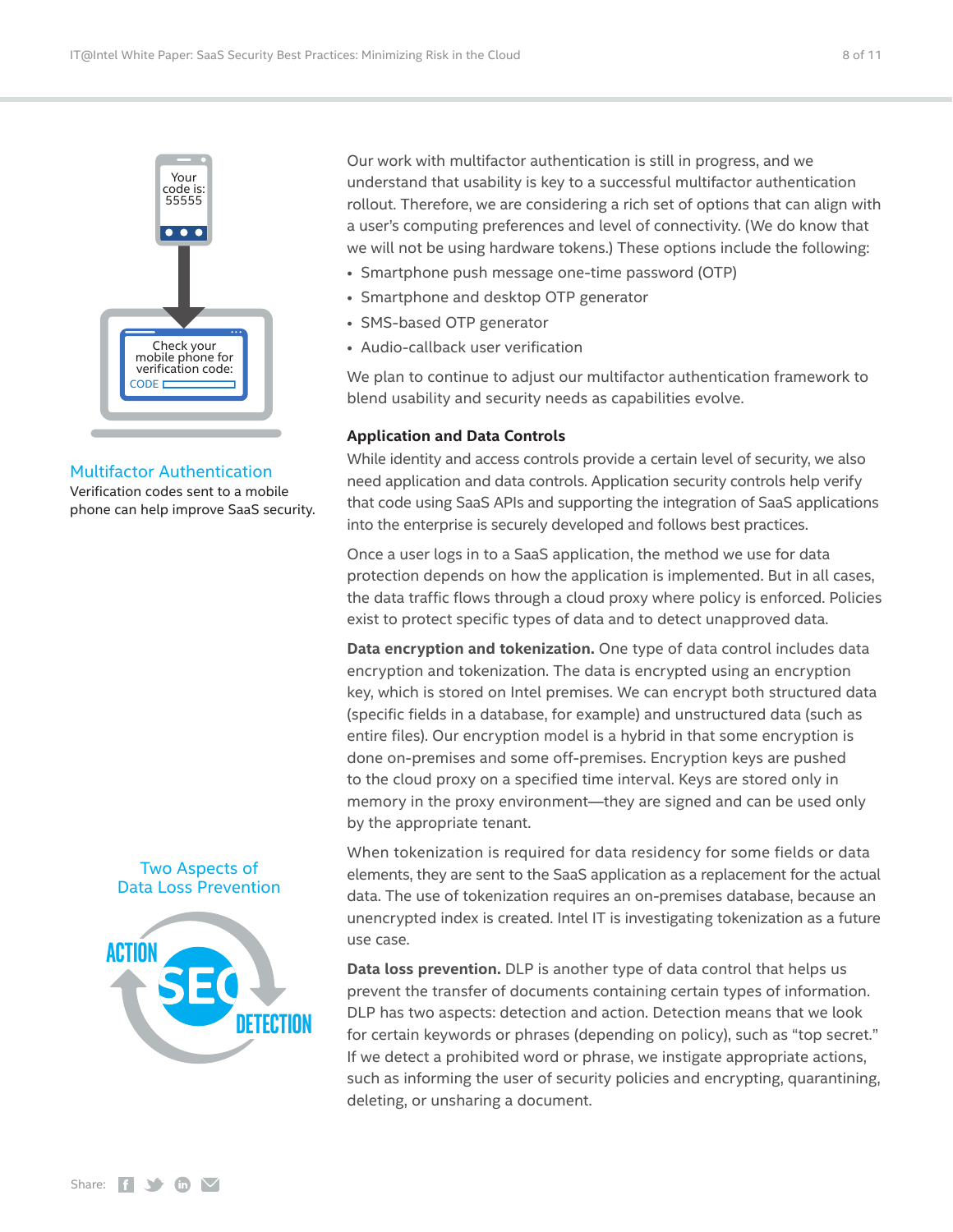Multifactor Authentication

Verification codes sent to a mobile phone can help improve SaaS security.

Our work with multifactor authentication is still in progress, and we understand that usability is key to a successful multifactor authentication rollout. Therefore, we are considering a rich set of options that can align with a user's computing preferences and level of connectivity. (We do know that we will not be using hardware tokens.) These options include the following:

- Smartphone push message one-time password (OTP)
- Smartphone and desktop OTP generator
- SMS-based OTP generator
- Audio-callback user verification

We plan to continue to adjust our multifactor authentication framework to blend usability and security needs as capabilities evolve.

## Application and Data Controls

While identity and access controls provide a certain level of security, we also need application and data controls. Application security controls help verify that code using SaaS APIs and supporting the integration of SaaS applications into the enterprise is securely developed and follows best practices.

Once a user logs in to a SaaS application, the method we use for data protection depends on how the application is implemented. But in all cases, the data traffic flows through a cloud proxy where policy is enforced. Policies exist to protect specific types of data and to detect unapproved data.

**Data encryption and tokenization.** One type of data control includes data encryption and tokenization. The data is encrypted using an encryption key, which is stored on Intel premises. We can encrypt both structured data (specific fields in a database, for example) and unstructured data (such as entire files). Our encryption model is a hybrid in that some encryption is done on-premises and some off-premises. Encryption keys are pushed to the cloud proxy on a specified time interval. Keys are stored only in memory in the proxy environment—they are signed and can be used only by the appropriate tenant.

When tokenization is required for data residency for some fields or data elements, they are sent to the SaaS application as a replacement for the actual data. The use of tokenization requires an on-premises database, because an unencrypted index is created. Intel IT is investigating tokenization as a future use case.

Two Aspects of Data Loss Prevention

**Data loss prevention.** DLP is another type of data control that helps us prevent the transfer of documents containing certain types of information. DLP has two aspects: detection and action. Detection means that we look for certain keywords or phrases (depending on policy), such as "top secret." If we detect a prohibited word or phrase, we instigate appropriate actions, such as informing the user of security policies and encrypting, quarantining, deleting, or unsharing a document.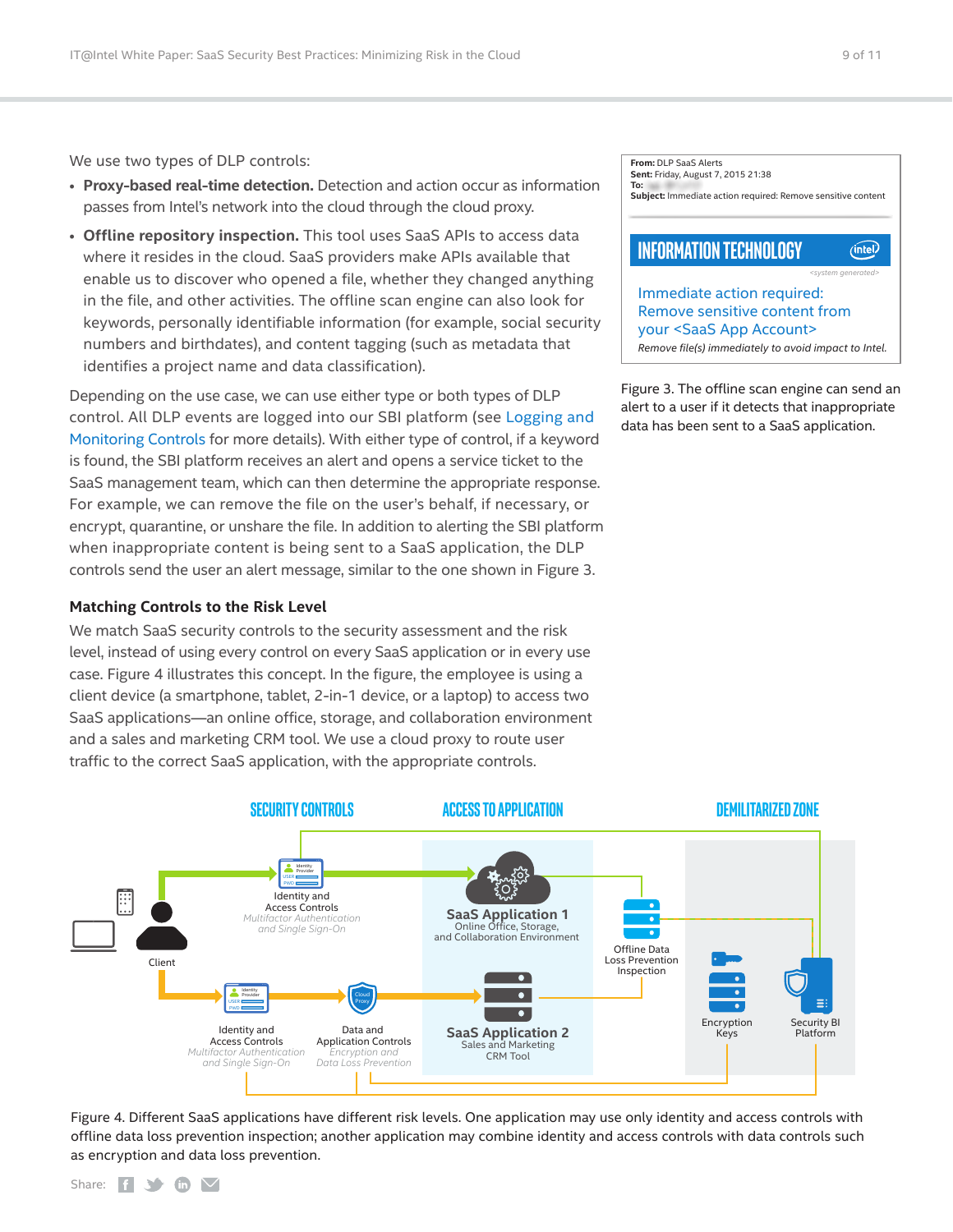We use two types of DLP controls:

- **Proxy-based real-time detection.** Detection and action occur as information passes from Intel's network into the cloud through the cloud proxy.
- **Offline repository inspection.** This tool uses SaaS APIs to access data where it resides in the cloud. SaaS providers make APIs available that enable us to discover who opened a file, whether they changed anything in the file, and other activities. The offline scan engine can also look for keywords, personally identifiable information (for example, social security numbers and birthdates), and content tagging (such as metadata that identifies a project name and data classification).

Depending on the use case, we can use either type or both types of DLP control. All DLP events are logged into our SBI platform (see Logging and Monitoring Controls for more details). With either type of control, if a keyword is found, the SBI platform receives an alert and opens a service ticket to the SaaS management team, which can then determine the appropriate response. For example, we can remove the file on the user's behalf, if necessary, or encrypt, quarantine, or unshare the file. In addition to alerting the SBI platform when inappropriate content is being sent to a SaaS application, the DLP controls send the user an alert message, similar to the one shown in Figure 3.

**From:** DLP SaaS Alerts
**Sent:** Friday, August 7, 2015 21:38
**To:**
**Subject:** Immediate action required: Remove sensitive content

INFORMATION TECHNOLOGY

<system generated>

Immediate action required: Remove sensitive content from your <SaaS App Account>

*Remove file(s) immediately to avoid impact to Intel.*

Figure 3. The offline scan engine can send an alert to a user if it detects that inappropriate data has been sent to a SaaS application.

### Matching Controls to the Risk Level

We match SaaS security controls to the security assessment and the risk level, instead of using every control on every SaaS application or in every use case. Figure 4 illustrates this concept. In the figure, the employee is using a client device (a smartphone, tablet, 2-in-1 device, or a laptop) to access two SaaS applications—an online office, storage, and collaboration environment and a sales and marketing CRM tool. We use a cloud proxy to route user traffic to the correct SaaS application, with the appropriate controls.

Figure 4. Different SaaS applications have different risk levels. One application may use only identity and access controls with offline data loss prevention inspection; another application may combine identity and access controls with data controls such as encryption and data loss prevention.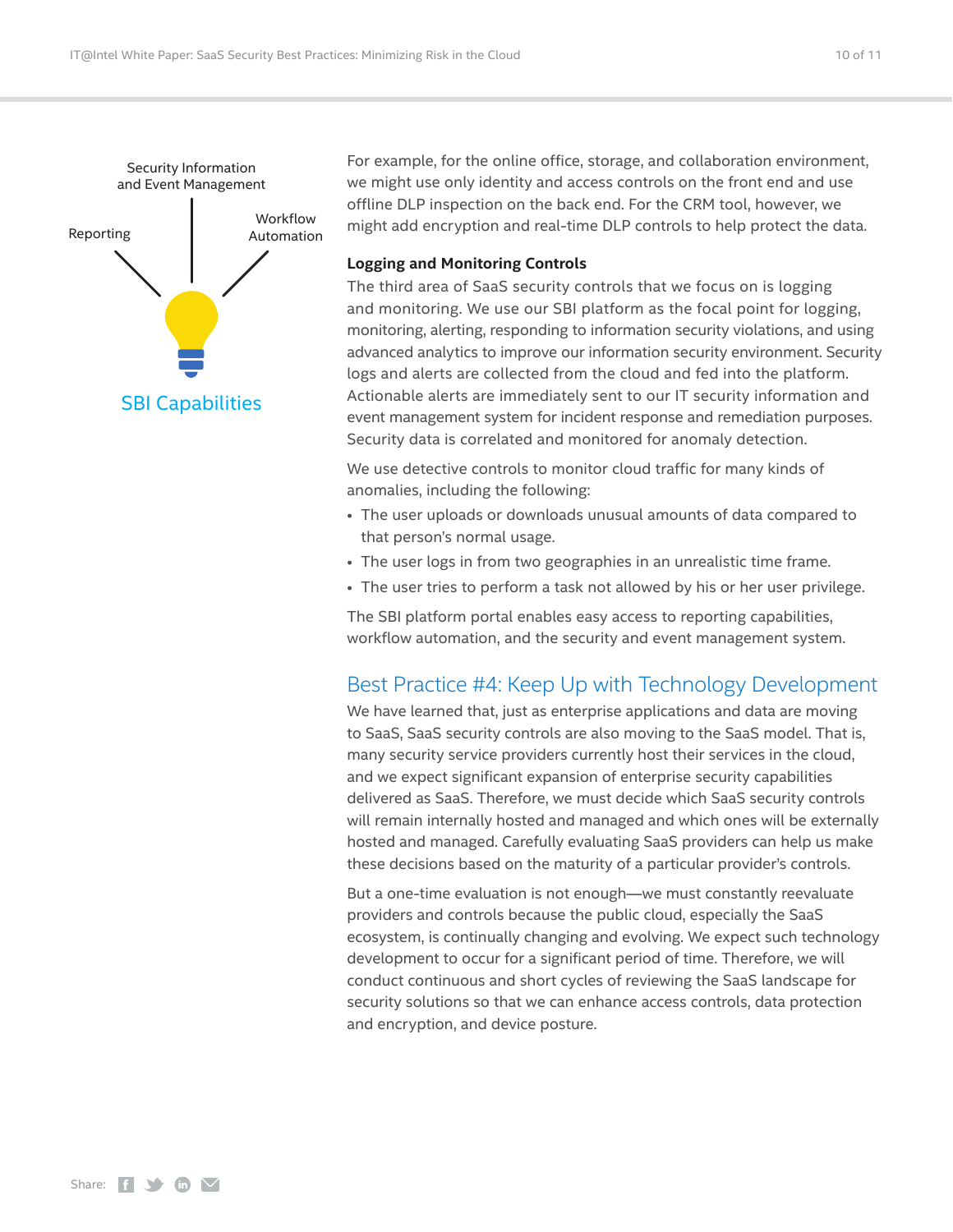Security Information and Event Management

Reporting

Workflow Automation

SBI Capabilities

For example, for the online office, storage, and collaboration environment, we might use only identity and access controls on the front end and use offline DLP inspection on the back end. For the CRM tool, however, we might add encryption and real-time DLP controls to help protect the data.

**Logging and Monitoring Controls**

The third area of SaaS security controls that we focus on is logging and monitoring. We use our SBI platform as the focal point for logging, monitoring, alerting, responding to information security violations, and using advanced analytics to improve our information security environment. Security logs and alerts are collected from the cloud and fed into the platform. Actionable alerts are immediately sent to our IT security information and event management system for incident response and remediation purposes. Security data is correlated and monitored for anomaly detection.

We use detective controls to monitor cloud traffic for many kinds of anomalies, including the following:

- The user uploads or downloads unusual amounts of data compared to that person's normal usage.
- The user logs in from two geographies in an unrealistic time frame.
- The user tries to perform a task not allowed by his or her user privilege.

The SBI platform portal enables easy access to reporting capabilities, workflow automation, and the security and event management system.

## Best Practice #4: Keep Up with Technology Development

We have learned that, just as enterprise applications and data are moving to SaaS, SaaS security controls are also moving to the SaaS model. That is, many security service providers currently host their services in the cloud, and we expect significant expansion of enterprise security capabilities delivered as SaaS. Therefore, we must decide which SaaS security controls will remain internally hosted and managed and which ones will be externally hosted and managed. Carefully evaluating SaaS providers can help us make these decisions based on the maturity of a particular provider's controls.

But a one-time evaluation is not enough—we must constantly reevaluate providers and controls because the public cloud, especially the SaaS ecosystem, is continually changing and evolving. We expect such technology development to occur for a significant period of time. Therefore, we will conduct continuous and short cycles of reviewing the SaaS landscape for security solutions so that we can enhance access controls, data protection and encryption, and device posture.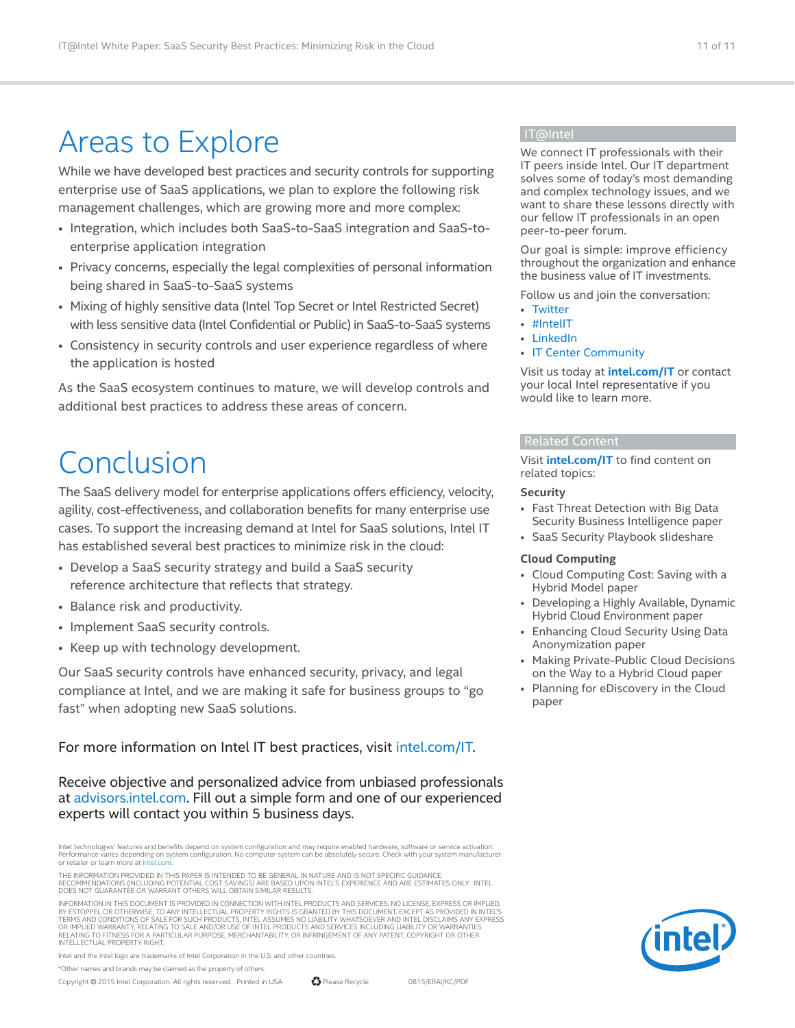# Areas to Explore

While we have developed best practices and security controls for supporting enterprise use of SaaS applications, we plan to explore the following risk management challenges, which are growing more and more complex:

- Integration, which includes both SaaS-to-SaaS integration and SaaS-to-enterprise application integration
- Privacy concerns, especially the legal complexities of personal information being shared in SaaS-to-SaaS systems
- Mixing of highly sensitive data (Intel Top Secret or Intel Restricted Secret) with less sensitive data (Intel Confidential or Public) in SaaS-to-SaaS systems
- Consistency in security controls and user experience regardless of where the application is hosted

As the SaaS ecosystem continues to mature, we will develop controls and additional best practices to address these areas of concern.

# Conclusion

The SaaS delivery model for enterprise applications offers efficiency, velocity, agility, cost-effectiveness, and collaboration benefits for many enterprise use cases. To support the increasing demand at Intel for SaaS solutions, Intel IT has established several best practices to minimize risk in the cloud:

- Develop a SaaS security strategy and build a SaaS security reference architecture that reflects that strategy.
- Balance risk and productivity.
- Implement SaaS security controls.
- Keep up with technology development.

Our SaaS security controls have enhanced security, privacy, and legal compliance at Intel, and we are making it safe for business groups to "go fast" when adopting new SaaS solutions.

For more information on Intel IT best practices, visit intel.com/IT.

Receive objective and personalized advice from unbiased professionals at advisors.intel.com. Fill out a simple form and one of our experienced experts will contact you within 5 business days.

## IT@Intel

We connect IT professionals with their IT peers inside Intel. Our IT department solves some of today's most demanding and complex technology issues, and we want to share these lessons directly with our fellow IT professionals in an open peer-to-peer forum.

Our goal is simple: improve efficiency throughout the organization and enhance the business value of IT investments.

Follow us and join the conversation:

- Twitter
- #IntelIT
- LinkedIn
- IT Center Community

Visit us today at **intel.com/IT** or contact your local Intel representative if you would like to learn more.

## Related Content

Visit **intel.com/IT** to find content on related topics:

**Security**

- Fast Threat Detection with Big Data Security Business Intelligence paper
- SaaS Security Playbook slideshare

**Cloud Computing**

- Cloud Computing Cost: Saving with a Hybrid Model paper
- Developing a Highly Available, Dynamic Hybrid Cloud Environment paper
- Enhancing Cloud Security Using Data Anonymization paper
- Making Private-Public Cloud Decisions on the Way to a Hybrid Cloud paper
- Planning for eDiscovery in the Cloud paper

Intel technologies' features and benefits depend on system configuration and may require enabled hardware, software or service activation. Performance varies depending on system configuration. No computer system can be absolutely secure. Check with your system manufacturer or retailer or learn more at intel.com.

THE INFORMATION PROVIDED IN THIS PAPER IS INTENDED TO BE GENERAL IN NATURE AND IS NOT SPECIFIC GUIDANCE. RECOMMENDATIONS (INCLUDING POTENTIAL COST SAVINGS) ARE BASED UPON INTEL'S EXPERIENCE AND ARE ESTIMATES ONLY. INTEL DOES NOT GUARANTEE OR WARRANT OTHERS WILL OBTAIN SIMILAR RESULTS.

INFORMATION IN THIS DOCUMENT IS PROVIDED IN CONNECTION WITH INTEL PRODUCTS AND SERVICES. NO LICENSE, EXPRESS OR IMPLIED, BY ESTOPPEL OR OTHERWISE, TO ANY INTELLECTUAL PROPERTY RIGHTS IS GRANTED BY THIS DOCUMENT. EXCEPT AS PROVIDED IN INTEL'S TERMS AND CONDITIONS OF SALE FOR SUCH PRODUCTS, INTEL ASSUMES NO LIABILITY WHATSOEVER AND INTEL DISCLAIMS ANY EXPRESS OR IMPLIED WARRANTY, RELATING TO SALE AND/OR USE OF INTEL PRODUCTS AND SERVICES INCLUDING LIABILITY OR WARRANTIES RELATING TO FITNESS FOR A PARTICULAR PURPOSE, MERCHANTABILITY, OR INFRINGEMENT OF ANY PATENT, COPYRIGHT OR OTHER INTELLECTUAL PROPERTY RIGHT.

Intel and the Intel logo are trademarks of Intel Corporation in the U.S. and other countries.

*Other names and brands may be claimed as the property of others.

Copyright © 2015 Intel Corporation. All rights reserved. Printed in USA Please Recycle 0815/ERAI/KC/PDF